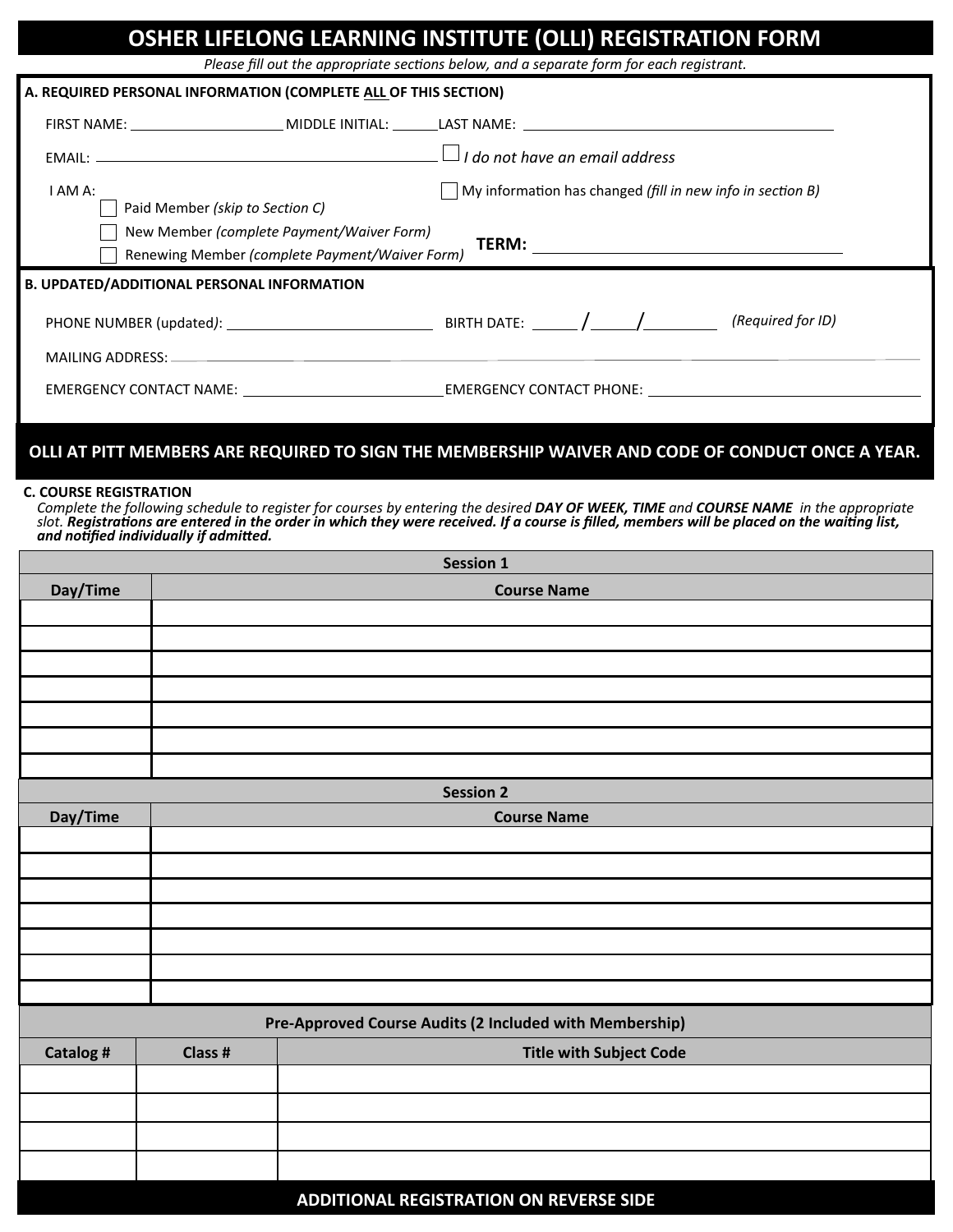# OSHER LIFELONG LEARNING INSTITUTE (OLLI) REGISTRATION FORM

*Please fill out the appropriate sections below, and a separate form for each registrant.*

## A. REQUIRED PERSONAL INFORMATION (COMPLETE ALL OF THIS SECTION)

FIRST NAME: ____________________ MIDDLE INITIAL: ______ LAST NAME: ________________________________________

EMAIL: ______________________________________________ ☐ *I do not have an email address*

I AM A:

☐ My information has changed *(fill in new info in section B)*

- ☐ Paid Member *(skip to Section C)*
- ☐ New Member *(complete Payment/Waiver Form)*
- ☐ Renewing Member *(complete Payment/Waiver Form)*

**TERM:** ____________________________________

## B. UPDATED/ADDITIONAL PERSONAL INFORMATION

PHONE NUMBER (updated): ___________________________ BIRTH DATE: ______ / _____ / ________ *(Required for ID)*

MAILING ADDRESS: ______________________________________________________________________________

EMERGENCY CONTACT NAME: ___________________________ EMERGENCY CONTACT PHONE: ___________________________

**OLLI AT PITT MEMBERS ARE REQUIRED TO SIGN THE MEMBERSHIP WAIVER AND CODE OF CONDUCT ONCE A YEAR.**

## C. COURSE REGISTRATION

*Complete the following schedule to register for courses by entering the desired **DAY OF WEEK, TIME** and **COURSE NAME** in the appropriate slot. **Registrations are entered in the order in which they were received. If a course is filled, members will be placed on the waiting list, and notified individually if admitted.***

| Session 1 | |
|---|---|
| **Day/Time** | **Course Name** |
| | |
| | |
| | |
| | |
| | |
| | |
| | |

| Session 2 | |
|---|---|
| **Day/Time** | **Course Name** |
| | |
| | |
| | |
| | |
| | |
| | |
| | |

| Pre-Approved Course Audits (2 Included with Membership) | | |
|---|---|---|
| **Catalog #** | **Class #** | **Title with Subject Code** |
| | | |
| | | |
| | | |
| | | |

**ADDITIONAL REGISTRATION ON REVERSE SIDE**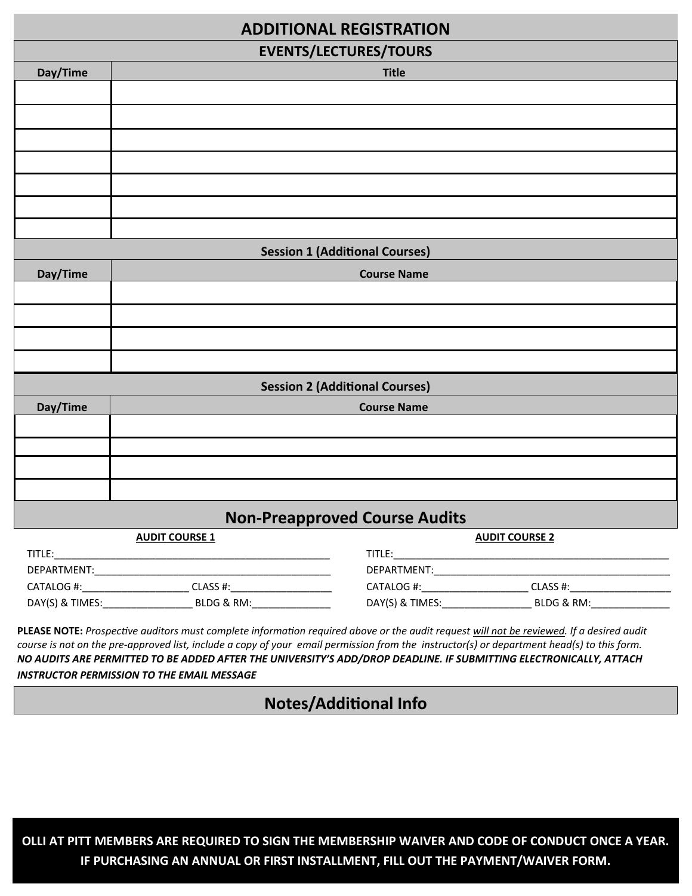# ADDITIONAL REGISTRATION

## EVENTS/LECTURES/TOURS

| Day/Time | Title |
|---|---|
| | |
| | |
| | |
| | |
| | |
| | |
| | |

## Session 1 (Additional Courses)

| Day/Time | Course Name |
|---|---|
| | |
| | |
| | |
| | |

## Session 2 (Additional Courses)

| Day/Time | Course Name |
|---|---|
| | |
| | |
| | |
| | |

## Non-Preapproved Course Audits

**AUDIT COURSE 1**

TITLE:_______________________________________________

DEPARTMENT:__________________________________________

CATALOG #:__________________ CLASS #:_________________

DAY(S) & TIMES:________________ BLDG & RM:_____________

**AUDIT COURSE 2**

TITLE:_______________________________________________

DEPARTMENT:__________________________________________

CATALOG #:__________________ CLASS #:_________________

DAY(S) & TIMES:________________ BLDG & RM:_____________

**PLEASE NOTE:** *Prospective auditors must complete information required above or the audit request will not be reviewed. If a desired audit course is not on the pre-approved list, include a copy of your email permission from the instructor(s) or department head(s) to this form.* ***NO AUDITS ARE PERMITTED TO BE ADDED AFTER THE UNIVERSITY'S ADD/DROP DEADLINE. IF SUBMITTING ELECTRONICALLY, ATTACH INSTRUCTOR PERMISSION TO THE EMAIL MESSAGE***

## Notes/Additional Info

**OLLI AT PITT MEMBERS ARE REQUIRED TO SIGN THE MEMBERSHIP WAIVER AND CODE OF CONDUCT ONCE A YEAR. IF PURCHASING AN ANNUAL OR FIRST INSTALLMENT, FILL OUT THE PAYMENT/WAIVER FORM.**